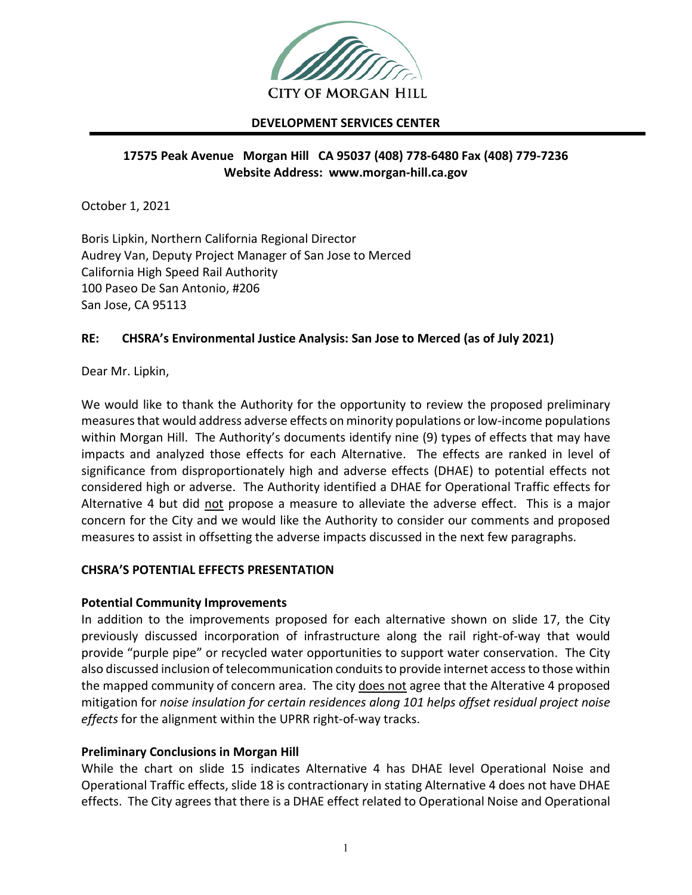CITY OF MORGAN HILL

**DEVELOPMENT SERVICES CENTER**

**17575 Peak Avenue Morgan Hill CA 95037 (408) 778-6480 Fax (408) 779-7236**
**Website Address: www.morgan-hill.ca.gov**

October 1, 2021

Boris Lipkin, Northern California Regional Director
Audrey Van, Deputy Project Manager of San Jose to Merced
California High Speed Rail Authority
100 Paseo De San Antonio, #206
San Jose, CA 95113

**RE: CHSRA's Environmental Justice Analysis: San Jose to Merced (as of July 2021)**

Dear Mr. Lipkin,

We would like to thank the Authority for the opportunity to review the proposed preliminary measures that would address adverse effects on minority populations or low-income populations within Morgan Hill. The Authority's documents identify nine (9) types of effects that may have impacts and analyzed those effects for each Alternative. The effects are ranked in level of significance from disproportionately high and adverse effects (DHAE) to potential effects not considered high or adverse. The Authority identified a DHAE for Operational Traffic effects for Alternative 4 but did <u>not</u> propose a measure to alleviate the adverse effect. This is a major concern for the City and we would like the Authority to consider our comments and proposed measures to assist in offsetting the adverse impacts discussed in the next few paragraphs.

**CHSRA'S POTENTIAL EFFECTS PRESENTATION**

**Potential Community Improvements**

In addition to the improvements proposed for each alternative shown on slide 17, the City previously discussed incorporation of infrastructure along the rail right-of-way that would provide "purple pipe" or recycled water opportunities to support water conservation. The City also discussed inclusion of telecommunication conduits to provide internet access to those within the mapped community of concern area. The city <u>does not</u> agree that the Alterative 4 proposed mitigation for *noise insulation for certain residences along 101 helps offset residual project noise effects* for the alignment within the UPRR right-of-way tracks.

**Preliminary Conclusions in Morgan Hill**

While the chart on slide 15 indicates Alternative 4 has DHAE level Operational Noise and Operational Traffic effects, slide 18 is contractionary in stating Alternative 4 does not have DHAE effects. The City agrees that there is a DHAE effect related to Operational Noise and Operational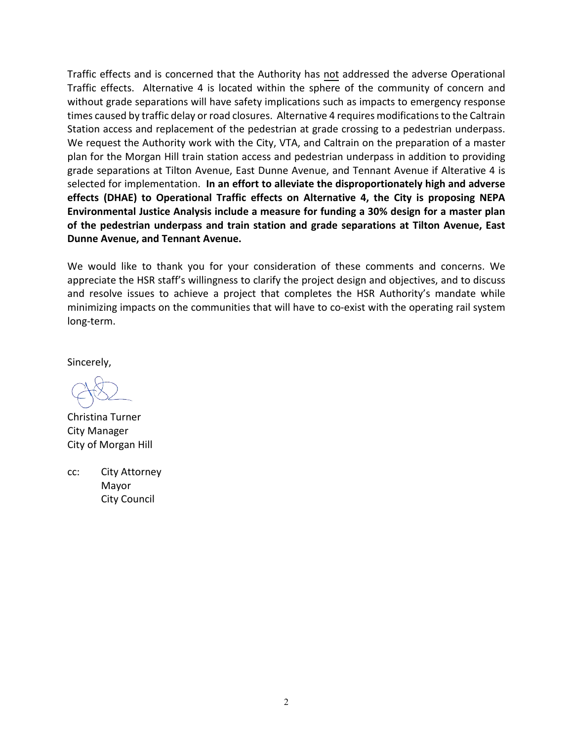Traffic effects and is concerned that the Authority has <u>not</u> addressed the adverse Operational Traffic effects. Alternative 4 is located within the sphere of the community of concern and without grade separations will have safety implications such as impacts to emergency response times caused by traffic delay or road closures. Alternative 4 requires modifications to the Caltrain Station access and replacement of the pedestrian at grade crossing to a pedestrian underpass. We request the Authority work with the City, VTA, and Caltrain on the preparation of a master plan for the Morgan Hill train station access and pedestrian underpass in addition to providing grade separations at Tilton Avenue, East Dunne Avenue, and Tennant Avenue if Alterative 4 is selected for implementation. **In an effort to alleviate the disproportionately high and adverse effects (DHAE) to Operational Traffic effects on Alternative 4, the City is proposing NEPA Environmental Justice Analysis include a measure for funding a 30% design for a master plan of the pedestrian underpass and train station and grade separations at Tilton Avenue, East Dunne Avenue, and Tennant Avenue.**

We would like to thank you for your consideration of these comments and concerns. We appreciate the HSR staff's willingness to clarify the project design and objectives, and to discuss and resolve issues to achieve a project that completes the HSR Authority's mandate while minimizing impacts on the communities that will have to co-exist with the operating rail system long-term.

Sincerely,

Christina Turner
City Manager
City of Morgan Hill

cc: City Attorney
Mayor
City Council